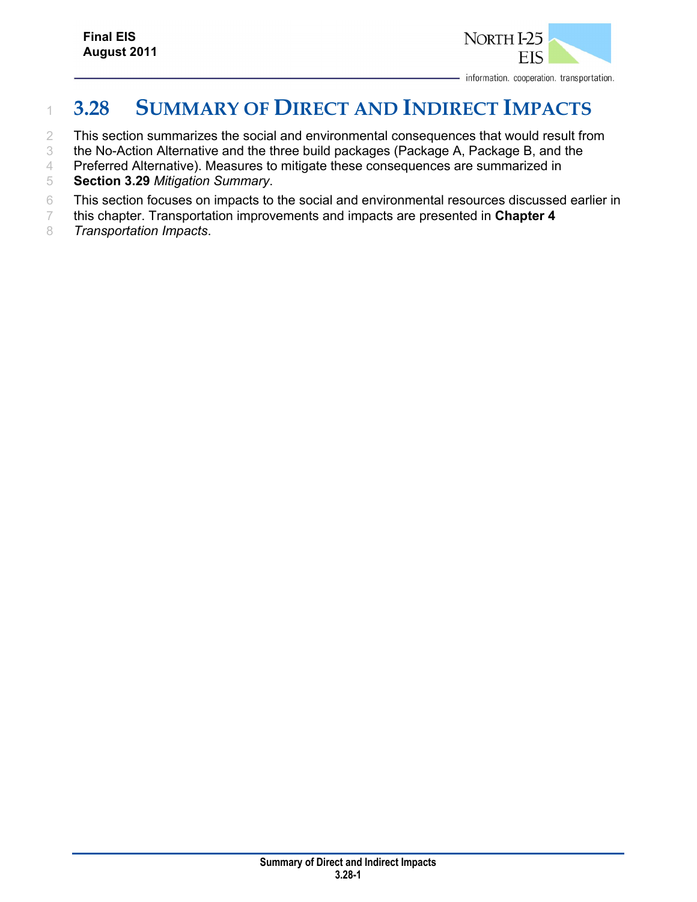# 3.28 SUMMARY OF DIRECT AND INDIRECT IMPACTS

This section summarizes the social and environmental consequences that would result from the No-Action Alternative and the three build packages (Package A, Package B, and the Preferred Alternative). Measures to mitigate these consequences are summarized in **Section 3.29** *Mitigation Summary*.

This section focuses on impacts to the social and environmental resources discussed earlier in this chapter. Transportation improvements and impacts are presented in **Chapter 4** *Transportation Impacts*.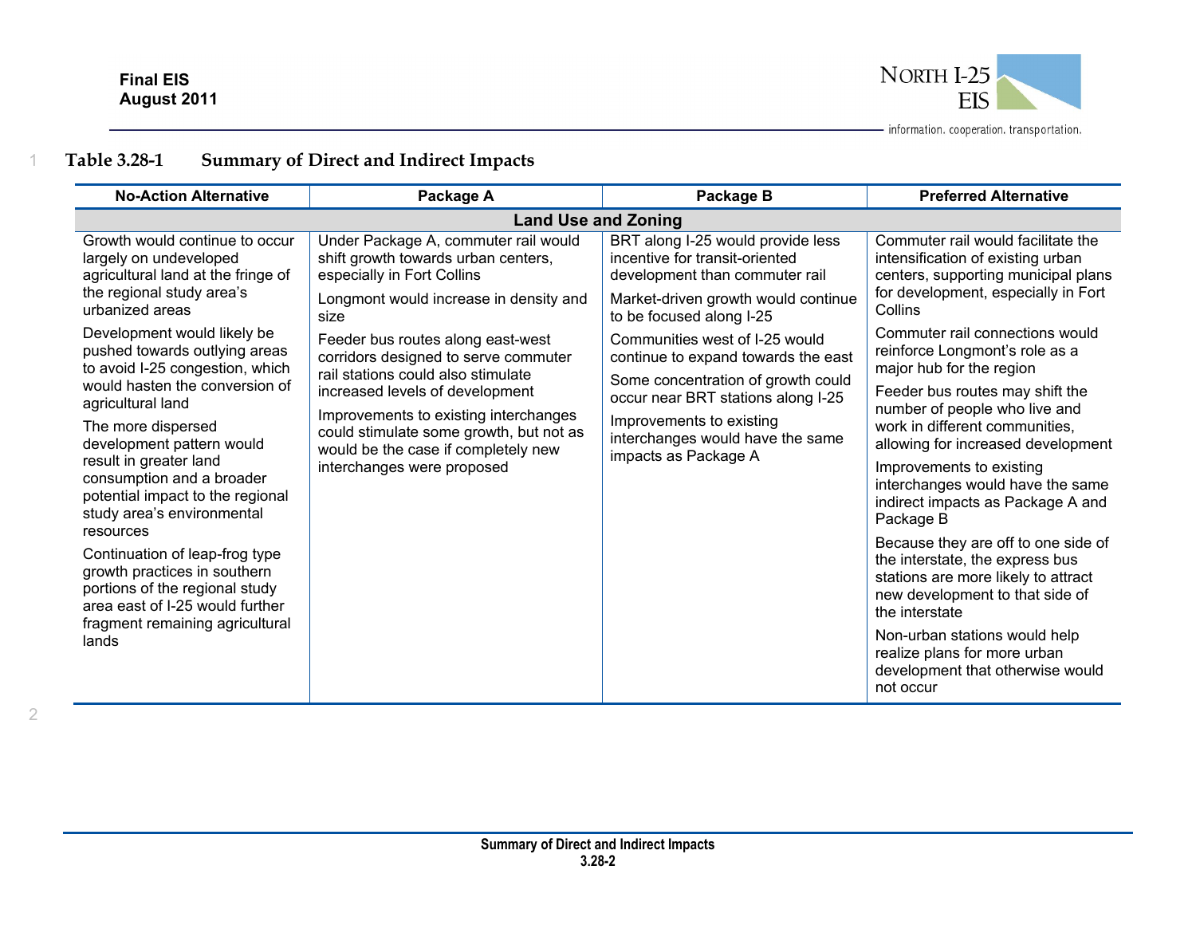**Table 3.28-1 Summary of Direct and Indirect Impacts**

| No-Action Alternative | Package A | Package B | Preferred Alternative |
|---|---|---|---|
| **Land Use and Zoning** | | | |
| Growth would continue to occur largely on undeveloped agricultural land at the fringe of the regional study area's urbanized areas<br><br>Development would likely be pushed towards outlying areas to avoid I-25 congestion, which would hasten the conversion of agricultural land<br><br>The more dispersed development pattern would result in greater land consumption and a broader potential impact to the regional study area's environmental resources<br><br>Continuation of leap-frog type growth practices in southern portions of the regional study area east of I-25 would further fragment remaining agricultural lands | Under Package A, commuter rail would shift growth towards urban centers, especially in Fort Collins<br><br>Longmont would increase in density and size<br><br>Feeder bus routes along east-west corridors designed to serve commuter rail stations could also stimulate increased levels of development<br><br>Improvements to existing interchanges could stimulate some growth, but not as would be the case if completely new interchanges were proposed | BRT along I-25 would provide less incentive for transit-oriented development than commuter rail<br><br>Market-driven growth would continue to be focused along I-25<br><br>Communities west of I-25 would continue to expand towards the east<br><br>Some concentration of growth could occur near BRT stations along I-25<br><br>Improvements to existing interchanges would have the same impacts as Package A | Commuter rail would facilitate the intensification of existing urban centers, supporting municipal plans for development, especially in Fort Collins<br><br>Commuter rail connections would reinforce Longmont's role as a major hub for the region<br><br>Feeder bus routes may shift the number of people who live and work in different communities, allowing for increased development<br><br>Improvements to existing interchanges would have the same indirect impacts as Package A and Package B<br><br>Because they are off to one side of the interstate, the express bus stations are more likely to attract new development to that side of the interstate<br><br>Non-urban stations would help realize plans for more urban development that otherwise would not occur |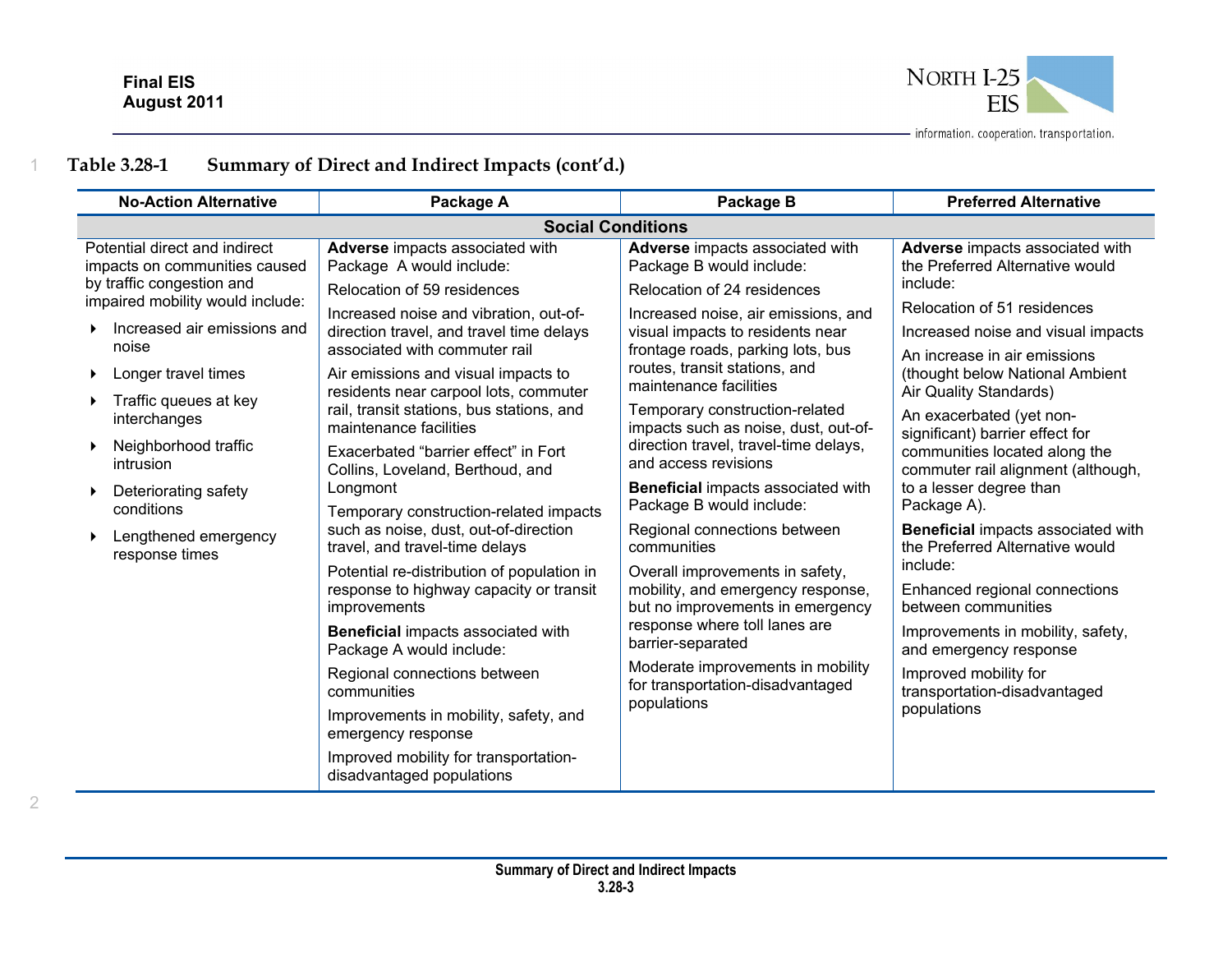**Table 3.28-1 Summary of Direct and Indirect Impacts (cont'd.)**

| No-Action Alternative | Package A | Package B | Preferred Alternative |
|---|---|---|---|
| **Social Conditions** | | | |
| Potential direct and indirect impacts on communities caused by traffic congestion and impaired mobility would include:<br>▸ Increased air emissions and noise<br>▸ Longer travel times<br>▸ Traffic queues at key interchanges<br>▸ Neighborhood traffic intrusion<br>▸ Deteriorating safety conditions<br>▸ Lengthened emergency response times | **Adverse** impacts associated with Package A would include:<br>Relocation of 59 residences<br>Increased noise and vibration, out-of-direction travel, and travel time delays associated with commuter rail<br>Air emissions and visual impacts to residents near carpool lots, commuter rail, transit stations, bus stations, and maintenance facilities<br>Exacerbated "barrier effect" in Fort Collins, Loveland, Berthoud, and Longmont<br>Temporary construction-related impacts such as noise, dust, out-of-direction travel, and travel-time delays<br>Potential re-distribution of population in response to highway capacity or transit improvements<br>**Beneficial** impacts associated with Package A would include:<br>Regional connections between communities<br>Improvements in mobility, safety, and emergency response<br>Improved mobility for transportation-disadvantaged populations | **Adverse** impacts associated with Package B would include:<br>Relocation of 24 residences<br>Increased noise, air emissions, and visual impacts to residents near frontage roads, parking lots, bus routes, transit stations, and maintenance facilities<br>Temporary construction-related impacts such as noise, dust, out-of-direction travel, travel-time delays, and access revisions<br>**Beneficial** impacts associated with Package B would include:<br>Regional connections between communities<br>Overall improvements in safety, mobility, and emergency response, but no improvements in emergency response where toll lanes are barrier-separated<br>Moderate improvements in mobility for transportation-disadvantaged populations | **Adverse** impacts associated with the Preferred Alternative would include:<br>Relocation of 51 residences<br>Increased noise and visual impacts<br>An increase in air emissions (thought below National Ambient Air Quality Standards)<br>An exacerbated (yet non-significant) barrier effect for communities located along the commuter rail alignment (although, to a lesser degree than Package A).<br>**Beneficial** impacts associated with the Preferred Alternative would include:<br>Enhanced regional connections between communities<br>Improvements in mobility, safety, and emergency response<br>Improved mobility for transportation-disadvantaged populations |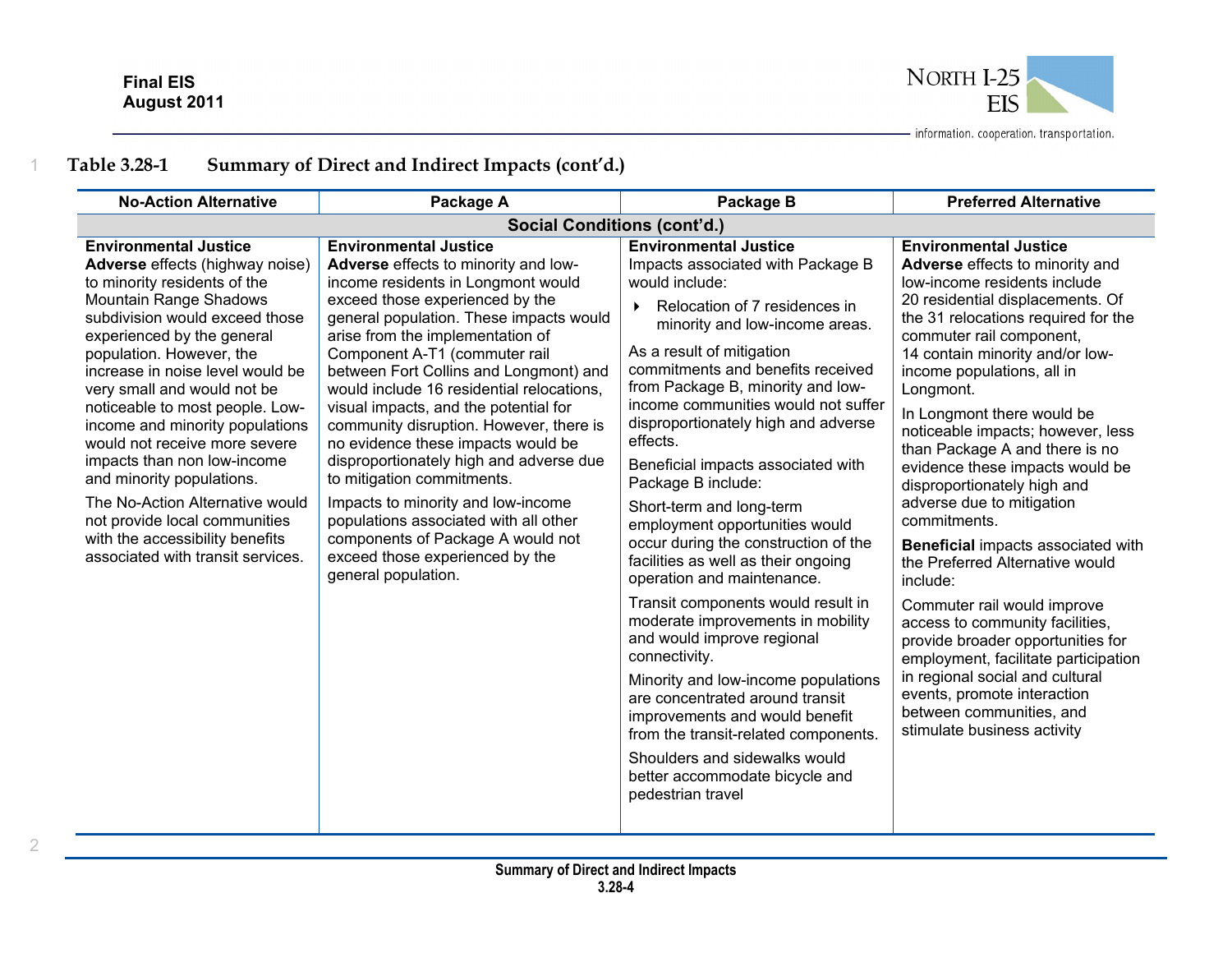**Table 3.28-1 Summary of Direct and Indirect Impacts (cont'd.)**

| No-Action Alternative | Package A | Package B | Preferred Alternative |
|---|---|---|---|
| **Social Conditions (cont'd.)** | | | |
| **Environmental Justice**<br>**Adverse** effects (highway noise) to minority residents of the Mountain Range Shadows subdivision would exceed those experienced by the general population. However, the increase in noise level would be very small and would not be noticeable to most people. Low-income and minority populations would not receive more severe impacts than non low-income and minority populations.<br>The No-Action Alternative would not provide local communities with the accessibility benefits associated with transit services. | **Environmental Justice**<br>**Adverse** effects to minority and low-income residents in Longmont would exceed those experienced by the general population. These impacts would arise from the implementation of Component A-T1 (commuter rail between Fort Collins and Longmont) and would include 16 residential relocations, visual impacts, and the potential for community disruption. However, there is no evidence these impacts would be disproportionately high and adverse due to mitigation commitments.<br>Impacts to minority and low-income populations associated with all other components of Package A would not exceed those experienced by the general population. | **Environmental Justice**<br>Impacts associated with Package B would include:<br>- Relocation of 7 residences in minority and low-income areas.<br><br>As a result of mitigation commitments and benefits received from Package B, minority and low-income communities would not suffer disproportionately high and adverse effects.<br>Beneficial impacts associated with Package B include:<br>Short-term and long-term employment opportunities would occur during the construction of the facilities as well as their ongoing operation and maintenance.<br>Transit components would result in moderate improvements in mobility and would improve regional connectivity.<br>Minority and low-income populations are concentrated around transit improvements and would benefit from the transit-related components.<br>Shoulders and sidewalks would better accommodate bicycle and pedestrian travel | **Environmental Justice**<br>**Adverse** effects to minority and low-income residents include 20 residential displacements. Of the 31 relocations required for the commuter rail component, 14 contain minority and/or low-income populations, all in Longmont.<br>In Longmont there would be noticeable impacts; however, less than Package A and there is no evidence these impacts would be disproportionately high and adverse due to mitigation commitments.<br>**Beneficial** impacts associated with the Preferred Alternative would include:<br>Commuter rail would improve access to community facilities, provide broader opportunities for employment, facilitate participation in regional social and cultural events, promote interaction between communities, and stimulate business activity |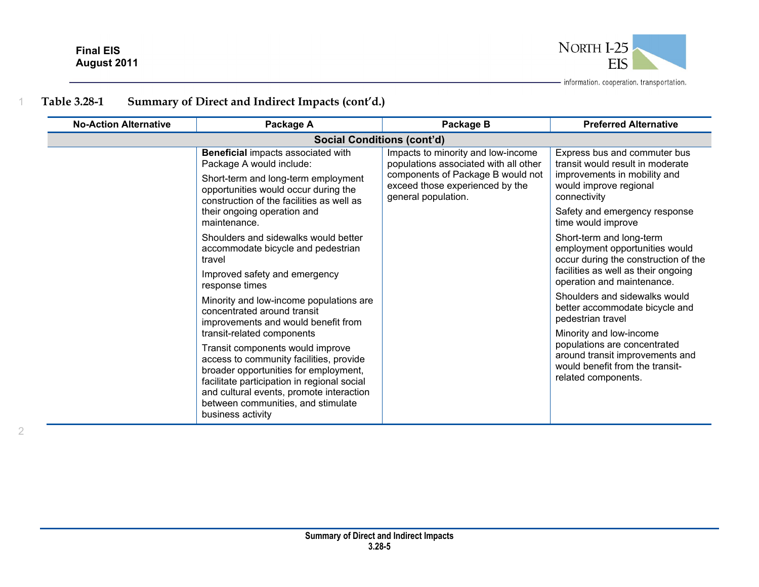**Table 3.28-1 Summary of Direct and Indirect Impacts (cont'd.)**

| No-Action Alternative | Package A | Package B | Preferred Alternative |
|---|---|---|---|
| **Social Conditions (cont'd)** | | | |
| | **Beneficial** impacts associated with Package A would include: Short-term and long-term employment opportunities would occur during the construction of the facilities as well as their ongoing operation and maintenance. Shoulders and sidewalks would better accommodate bicycle and pedestrian travel Improved safety and emergency response times Minority and low-income populations are concentrated around transit improvements and would benefit from transit-related components Transit components would improve access to community facilities, provide broader opportunities for employment, facilitate participation in regional social and cultural events, promote interaction between communities, and stimulate business activity | Impacts to minority and low-income populations associated with all other components of Package B would not exceed those experienced by the general population. | Express bus and commuter bus transit would result in moderate improvements in mobility and would improve regional connectivity Safety and emergency response time would improve Short-term and long-term employment opportunities would occur during the construction of the facilities as well as their ongoing operation and maintenance. Shoulders and sidewalks would better accommodate bicycle and pedestrian travel Minority and low-income populations are concentrated around transit improvements and would benefit from the transit-related components. |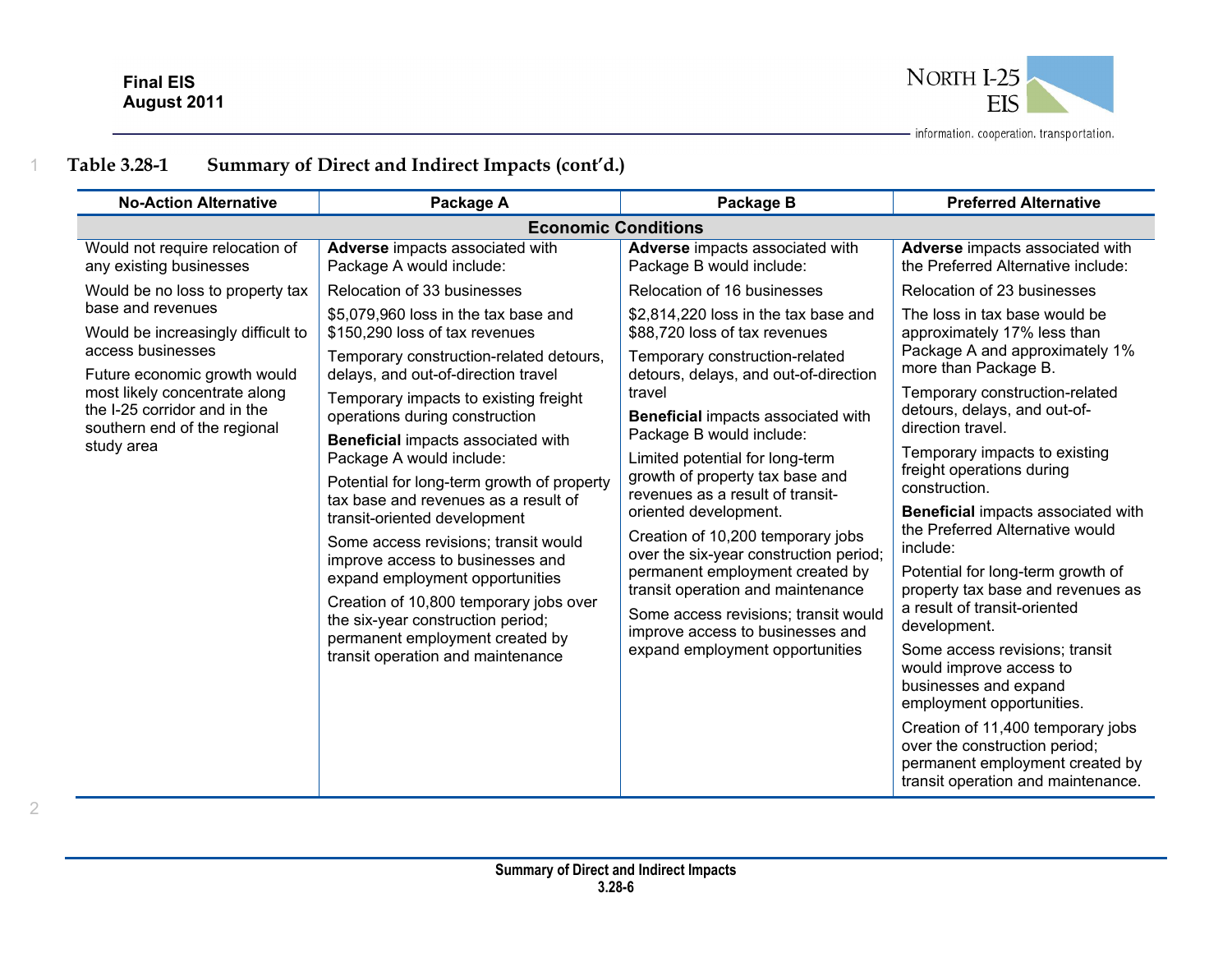**Table 3.28-1 Summary of Direct and Indirect Impacts (cont'd.)**

| No-Action Alternative | Package A | Package B | Preferred Alternative |
|---|---|---|---|
| **Economic Conditions** | | | |
| Would not require relocation of any existing businesses<br>Would be no loss to property tax base and revenues<br>Would be increasingly difficult to access businesses<br>Future economic growth would most likely concentrate along the I-25 corridor and in the southern end of the regional study area | **Adverse** impacts associated with Package A would include:<br>Relocation of 33 businesses<br>$5,079,960 loss in the tax base and $150,290 loss of tax revenues<br>Temporary construction-related detours, delays, and out-of-direction travel<br>Temporary impacts to existing freight operations during construction<br>**Beneficial** impacts associated with Package A would include:<br>Potential for long-term growth of property tax base and revenues as a result of transit-oriented development<br>Some access revisions; transit would improve access to businesses and expand employment opportunities<br>Creation of 10,800 temporary jobs over the six-year construction period; permanent employment created by transit operation and maintenance | **Adverse** impacts associated with Package B would include:<br>Relocation of 16 businesses<br>$2,814,220 loss in the tax base and $88,720 loss of tax revenues<br>Temporary construction-related detours, delays, and out-of-direction travel<br>**Beneficial** impacts associated with Package B would include:<br>Limited potential for long-term growth of property tax base and revenues as a result of transit-oriented development.<br>Creation of 10,200 temporary jobs over the six-year construction period; permanent employment created by transit operation and maintenance<br>Some access revisions; transit would improve access to businesses and expand employment opportunities | **Adverse** impacts associated with the Preferred Alternative include:<br>Relocation of 23 businesses<br>The loss in tax base would be approximately 17% less than Package A and approximately 1% more than Package B.<br>Temporary construction-related detours, delays, and out-of-direction travel.<br>Temporary impacts to existing freight operations during construction.<br>**Beneficial** impacts associated with the Preferred Alternative would include:<br>Potential for long-term growth of property tax base and revenues as a result of transit-oriented development.<br>Some access revisions; transit would improve access to businesses and expand employment opportunities.<br>Creation of 11,400 temporary jobs over the construction period; permanent employment created by transit operation and maintenance. |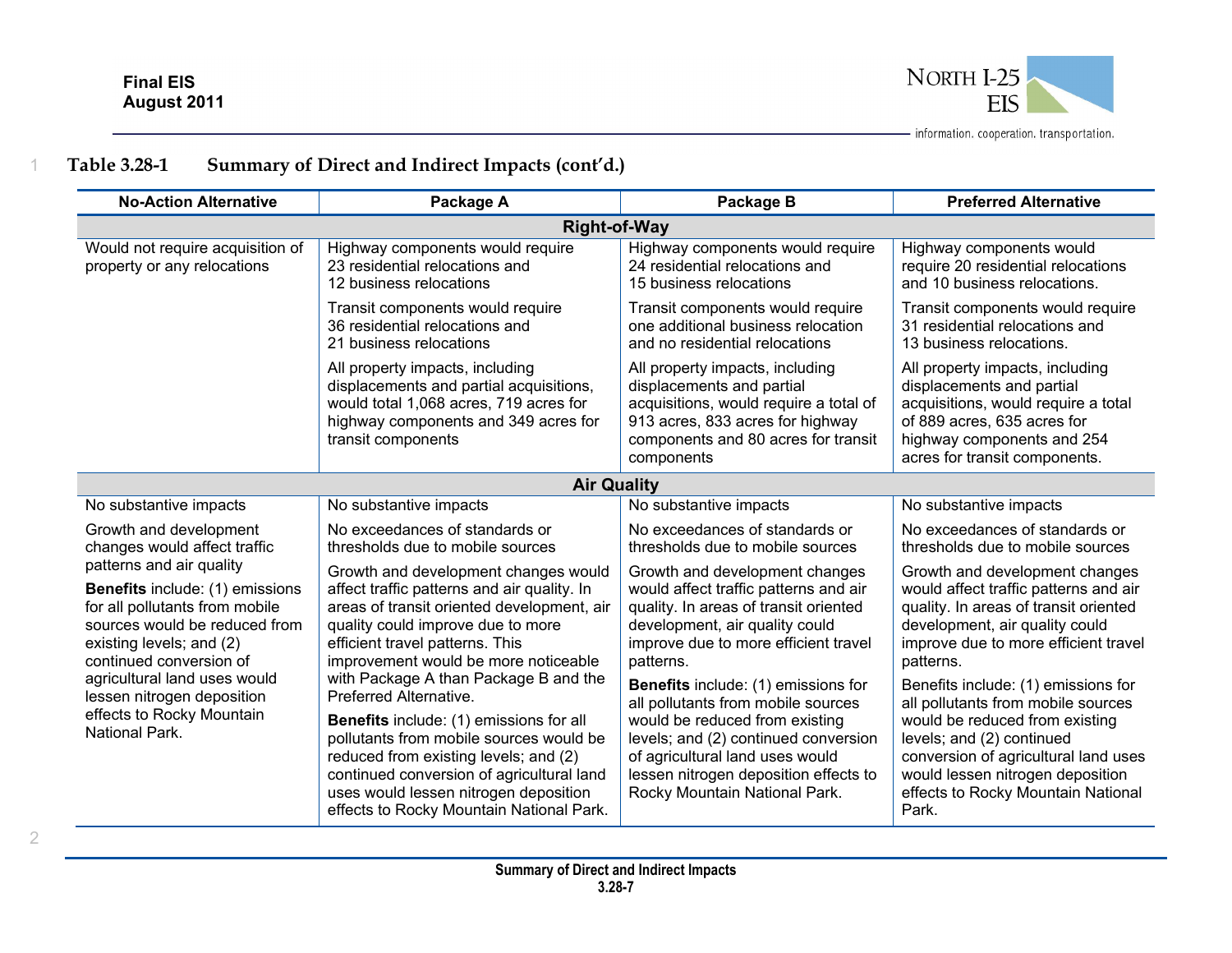**Table 3.28-1 Summary of Direct and Indirect Impacts (cont'd.)**

| No-Action Alternative | Package A | Package B | Preferred Alternative |
|---|---|---|---|
| **Right-of-Way** | | | |
| Would not require acquisition of property or any relocations | Highway components would require 23 residential relocations and 12 business relocations<br><br>Transit components would require 36 residential relocations and 21 business relocations<br><br>All property impacts, including displacements and partial acquisitions, would total 1,068 acres, 719 acres for highway components and 349 acres for transit components | Highway components would require 24 residential relocations and 15 business relocations<br><br>Transit components would require one additional business relocation and no residential relocations<br><br>All property impacts, including displacements and partial acquisitions, would require a total of 913 acres, 833 acres for highway components and 80 acres for transit components | Highway components would require 20 residential relocations and 10 business relocations.<br><br>Transit components would require 31 residential relocations and 13 business relocations.<br><br>All property impacts, including displacements and partial acquisitions, would require a total of 889 acres, 635 acres for highway components and 254 acres for transit components. |
| **Air Quality** | | | |
| No substantive impacts<br><br>Growth and development changes would affect traffic patterns and air quality<br><br>**Benefits** include: (1) emissions for all pollutants from mobile sources would be reduced from existing levels; and (2) continued conversion of agricultural land uses would lessen nitrogen deposition effects to Rocky Mountain National Park. | No substantive impacts<br><br>No exceedances of standards or thresholds due to mobile sources<br><br>Growth and development changes would affect traffic patterns and air quality. In areas of transit oriented development, air quality could improve due to more efficient travel patterns. This improvement would be more noticeable with Package A than Package B and the Preferred Alternative.<br><br>**Benefits** include: (1) emissions for all pollutants from mobile sources would be reduced from existing levels; and (2) continued conversion of agricultural land uses would lessen nitrogen deposition effects to Rocky Mountain National Park. | No substantive impacts<br><br>No exceedances of standards or thresholds due to mobile sources<br><br>Growth and development changes would affect traffic patterns and air quality. In areas of transit oriented development, air quality could improve due to more efficient travel patterns.<br><br>**Benefits** include: (1) emissions for all pollutants from mobile sources would be reduced from existing levels; and (2) continued conversion of agricultural land uses would lessen nitrogen deposition effects to Rocky Mountain National Park. | No substantive impacts<br><br>No exceedances of standards or thresholds due to mobile sources<br><br>Growth and development changes would affect traffic patterns and air quality. In areas of transit oriented development, air quality could improve due to more efficient travel patterns.<br><br>Benefits include: (1) emissions for all pollutants from mobile sources would be reduced from existing levels; and (2) continued conversion of agricultural land uses would lessen nitrogen deposition effects to Rocky Mountain National Park. |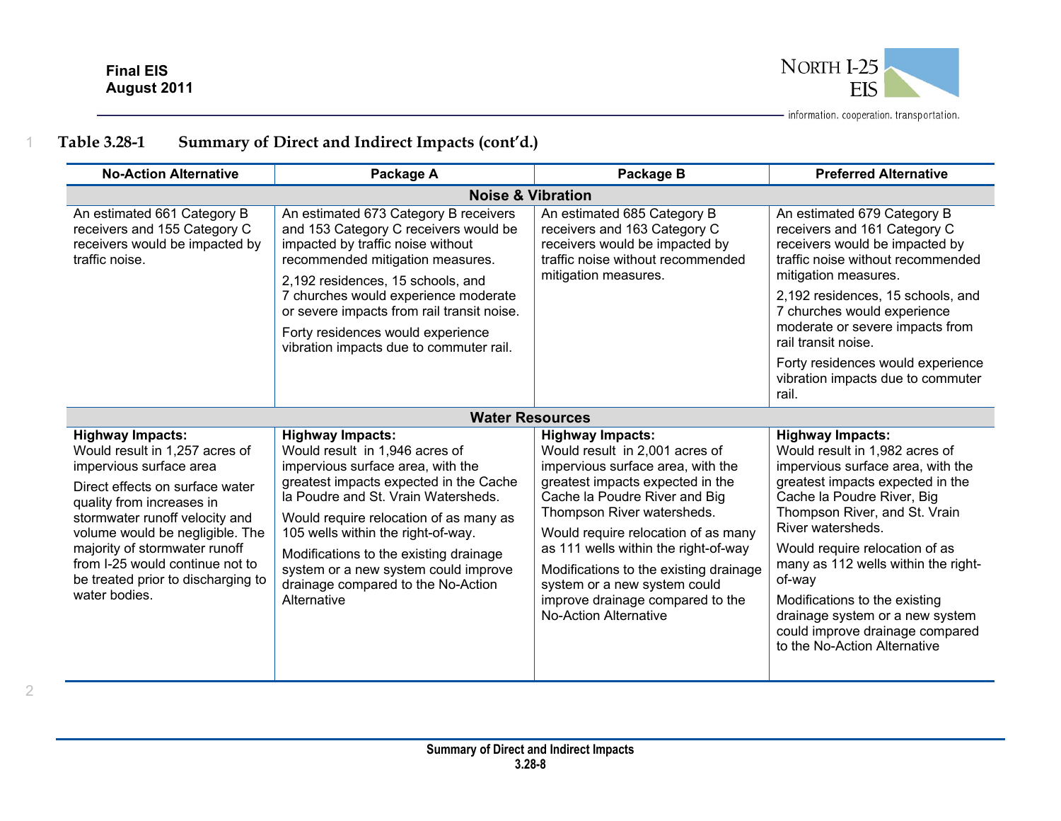**Table 3.28-1 Summary of Direct and Indirect Impacts (cont'd.)**

| No-Action Alternative | Package A | Package B | Preferred Alternative |
|---|---|---|---|
| **Noise & Vibration** | | | |
| An estimated 661 Category B receivers and 155 Category C receivers would be impacted by traffic noise. | An estimated 673 Category B receivers and 153 Category C receivers would be impacted by traffic noise without recommended mitigation measures.<br><br>2,192 residences, 15 schools, and 7 churches would experience moderate or severe impacts from rail transit noise.<br><br>Forty residences would experience vibration impacts due to commuter rail. | An estimated 685 Category B receivers and 163 Category C receivers would be impacted by traffic noise without recommended mitigation measures. | An estimated 679 Category B receivers and 161 Category C receivers would be impacted by traffic noise without recommended mitigation measures.<br><br>2,192 residences, 15 schools, and 7 churches would experience moderate or severe impacts from rail transit noise.<br><br>Forty residences would experience vibration impacts due to commuter rail. |
| **Water Resources** | | | |
| **Highway Impacts:**<br>Would result in 1,257 acres of impervious surface area<br><br>Direct effects on surface water quality from increases in stormwater runoff velocity and volume would be negligible. The majority of stormwater runoff from I-25 would continue not to be treated prior to discharging to water bodies. | **Highway Impacts:**<br>Would result in 1,946 acres of impervious surface area, with the greatest impacts expected in the Cache la Poudre and St. Vrain Watersheds.<br><br>Would require relocation of as many as 105 wells within the right-of-way.<br><br>Modifications to the existing drainage system or a new system could improve drainage compared to the No-Action Alternative | **Highway Impacts:**<br>Would result in 2,001 acres of impervious surface area, with the greatest impacts expected in the Cache la Poudre River and Big Thompson River watersheds.<br><br>Would require relocation of as many as 111 wells within the right-of-way<br><br>Modifications to the existing drainage system or a new system could improve drainage compared to the No-Action Alternative | **Highway Impacts:**<br>Would result in 1,982 acres of impervious surface area, with the greatest impacts expected in the Cache la Poudre River, Big Thompson River, and St. Vrain River watersheds.<br><br>Would require relocation of as many as 112 wells within the right-of-way<br><br>Modifications to the existing drainage system or a new system could improve drainage compared to the No-Action Alternative |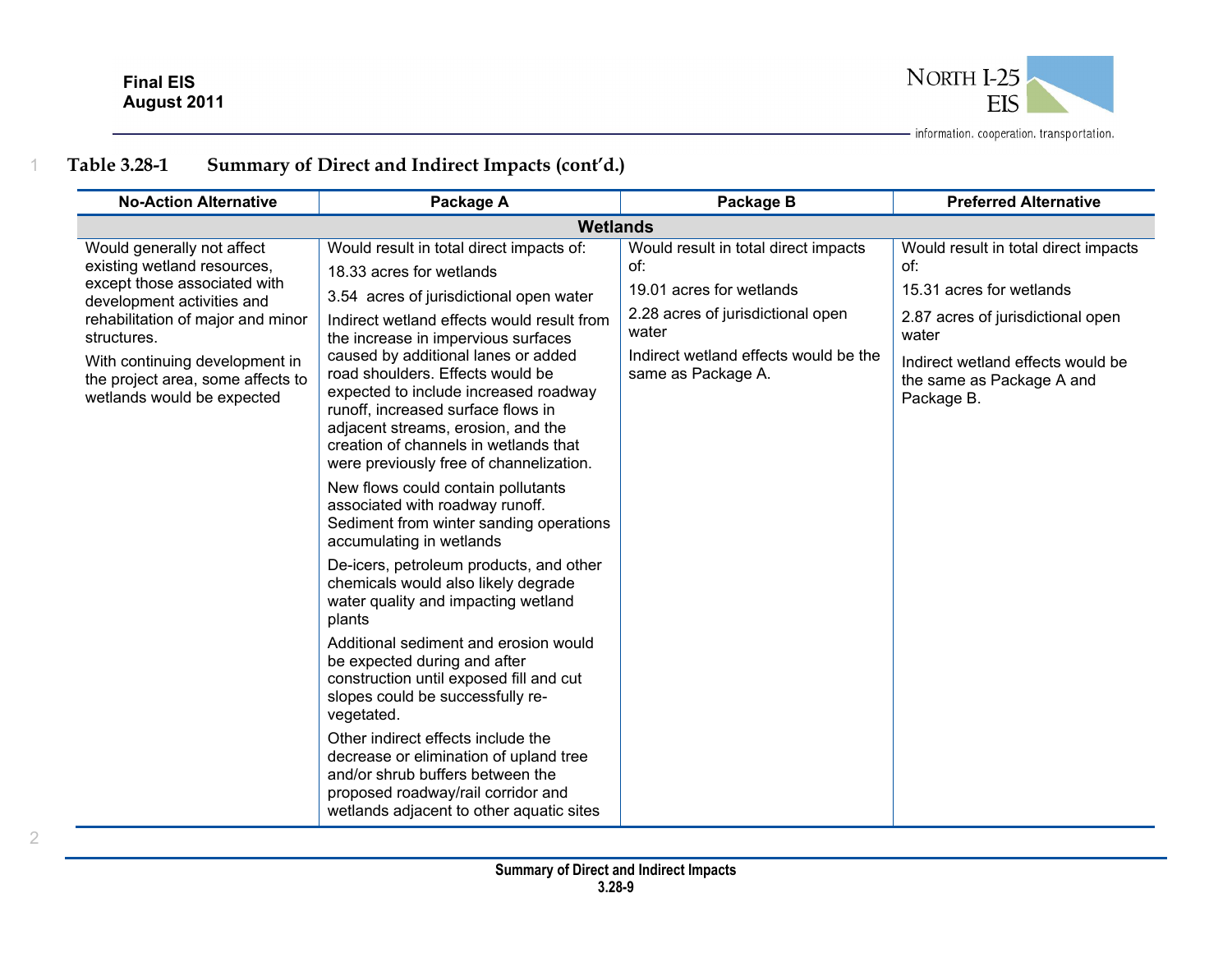**Table 3.28-1 Summary of Direct and Indirect Impacts (cont'd.)**

| No-Action Alternative | Package A | Package B | Preferred Alternative |
|---|---|---|---|
| **Wetlands** | | | |
| Would generally not affect existing wetland resources, except those associated with development activities and rehabilitation of major and minor structures.<br><br>With continuing development in the project area, some affects to wetlands would be expected | Would result in total direct impacts of:<br><br>18.33 acres for wetlands<br><br>3.54 acres of jurisdictional open water<br><br>Indirect wetland effects would result from the increase in impervious surfaces caused by additional lanes or added road shoulders. Effects would be expected to include increased roadway runoff, increased surface flows in adjacent streams, erosion, and the creation of channels in wetlands that were previously free of channelization.<br><br>New flows could contain pollutants associated with roadway runoff. Sediment from winter sanding operations accumulating in wetlands<br><br>De-icers, petroleum products, and other chemicals would also likely degrade water quality and impacting wetland plants<br><br>Additional sediment and erosion would be expected during and after construction until exposed fill and cut slopes could be successfully re-vegetated.<br><br>Other indirect effects include the decrease or elimination of upland tree and/or shrub buffers between the proposed roadway/rail corridor and wetlands adjacent to other aquatic sites | Would result in total direct impacts of:<br><br>19.01 acres for wetlands<br><br>2.28 acres of jurisdictional open water<br><br>Indirect wetland effects would be the same as Package A. | Would result in total direct impacts of:<br><br>15.31 acres for wetlands<br><br>2.87 acres of jurisdictional open water<br><br>Indirect wetland effects would be the same as Package A and Package B. |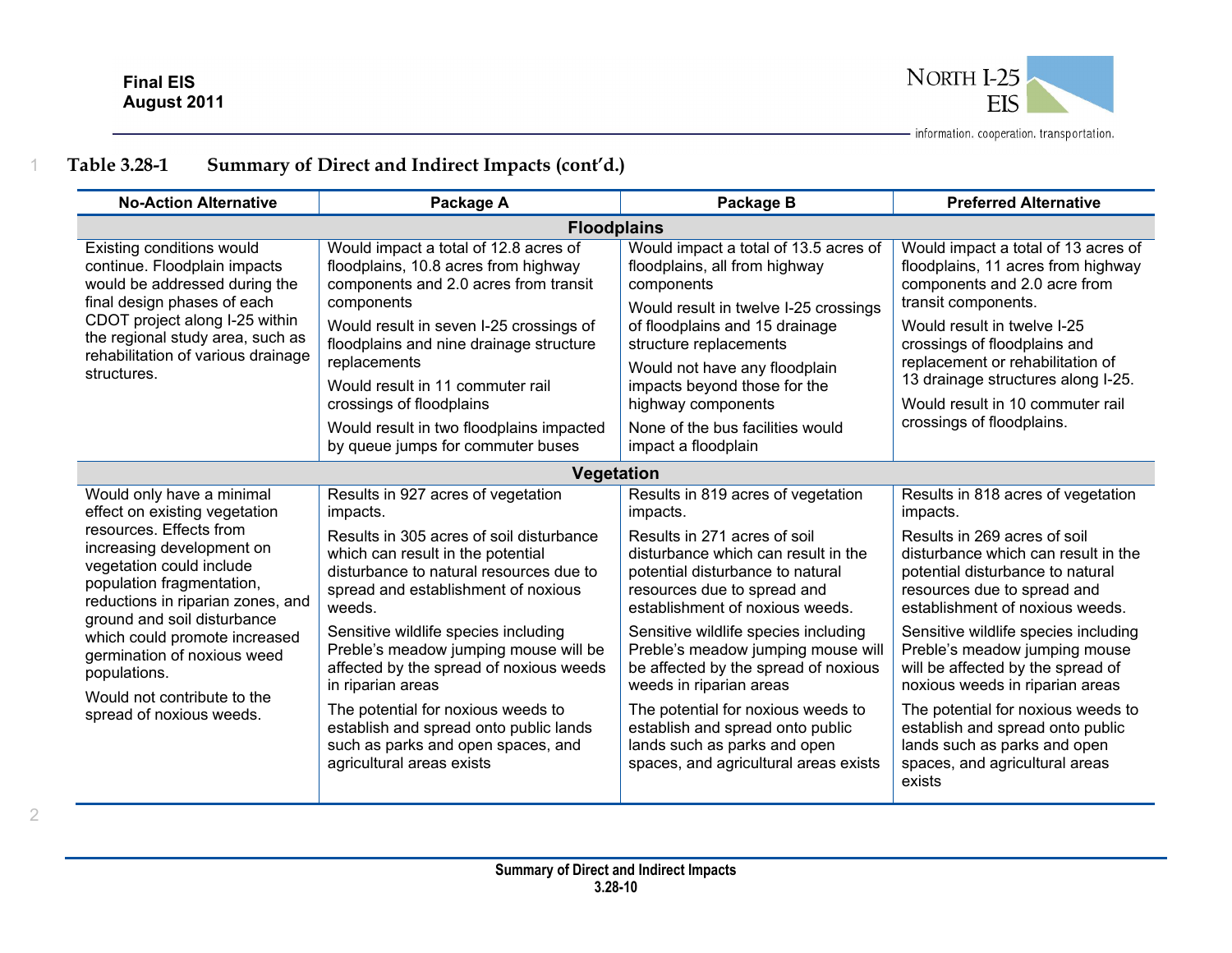**Table 3.28-1 Summary of Direct and Indirect Impacts (cont'd.)**

| No-Action Alternative | Package A | Package B | Preferred Alternative |
|---|---|---|---|
| **Floodplains** | | | |
| Existing conditions would continue. Floodplain impacts would be addressed during the final design phases of each CDOT project along I-25 within the regional study area, such as rehabilitation of various drainage structures. | Would impact a total of 12.8 acres of floodplains, 10.8 acres from highway components and 2.0 acres from transit components<br><br>Would result in seven I-25 crossings of floodplains and nine drainage structure replacements<br><br>Would result in 11 commuter rail crossings of floodplains<br><br>Would result in two floodplains impacted by queue jumps for commuter buses | Would impact a total of 13.5 acres of floodplains, all from highway components<br><br>Would result in twelve I-25 crossings of floodplains and 15 drainage structure replacements<br><br>Would not have any floodplain impacts beyond those for the highway components<br><br>None of the bus facilities would impact a floodplain | Would impact a total of 13 acres of floodplains, 11 acres from highway components and 2.0 acre from transit components.<br><br>Would result in twelve I-25 crossings of floodplains and replacement or rehabilitation of 13 drainage structures along I-25.<br><br>Would result in 10 commuter rail crossings of floodplains. |
| **Vegetation** | | | |
| Would only have a minimal effect on existing vegetation resources. Effects from increasing development on vegetation could include population fragmentation, reductions in riparian zones, and ground and soil disturbance which could promote increased germination of noxious weed populations.<br><br>Would not contribute to the spread of noxious weeds. | Results in 927 acres of vegetation impacts.<br><br>Results in 305 acres of soil disturbance which can result in the potential disturbance to natural resources due to spread and establishment of noxious weeds.<br><br>Sensitive wildlife species including Preble's meadow jumping mouse will be affected by the spread of noxious weeds in riparian areas<br><br>The potential for noxious weeds to establish and spread onto public lands such as parks and open spaces, and agricultural areas exists | Results in 819 acres of vegetation impacts.<br><br>Results in 271 acres of soil disturbance which can result in the potential disturbance to natural resources due to spread and establishment of noxious weeds.<br><br>Sensitive wildlife species including Preble's meadow jumping mouse will be affected by the spread of noxious weeds in riparian areas<br><br>The potential for noxious weeds to establish and spread onto public lands such as parks and open spaces, and agricultural areas exists | Results in 818 acres of vegetation impacts.<br><br>Results in 269 acres of soil disturbance which can result in the potential disturbance to natural resources due to spread and establishment of noxious weeds.<br><br>Sensitive wildlife species including Preble's meadow jumping mouse will be affected by the spread of noxious weeds in riparian areas<br><br>The potential for noxious weeds to establish and spread onto public lands such as parks and open spaces, and agricultural areas exists |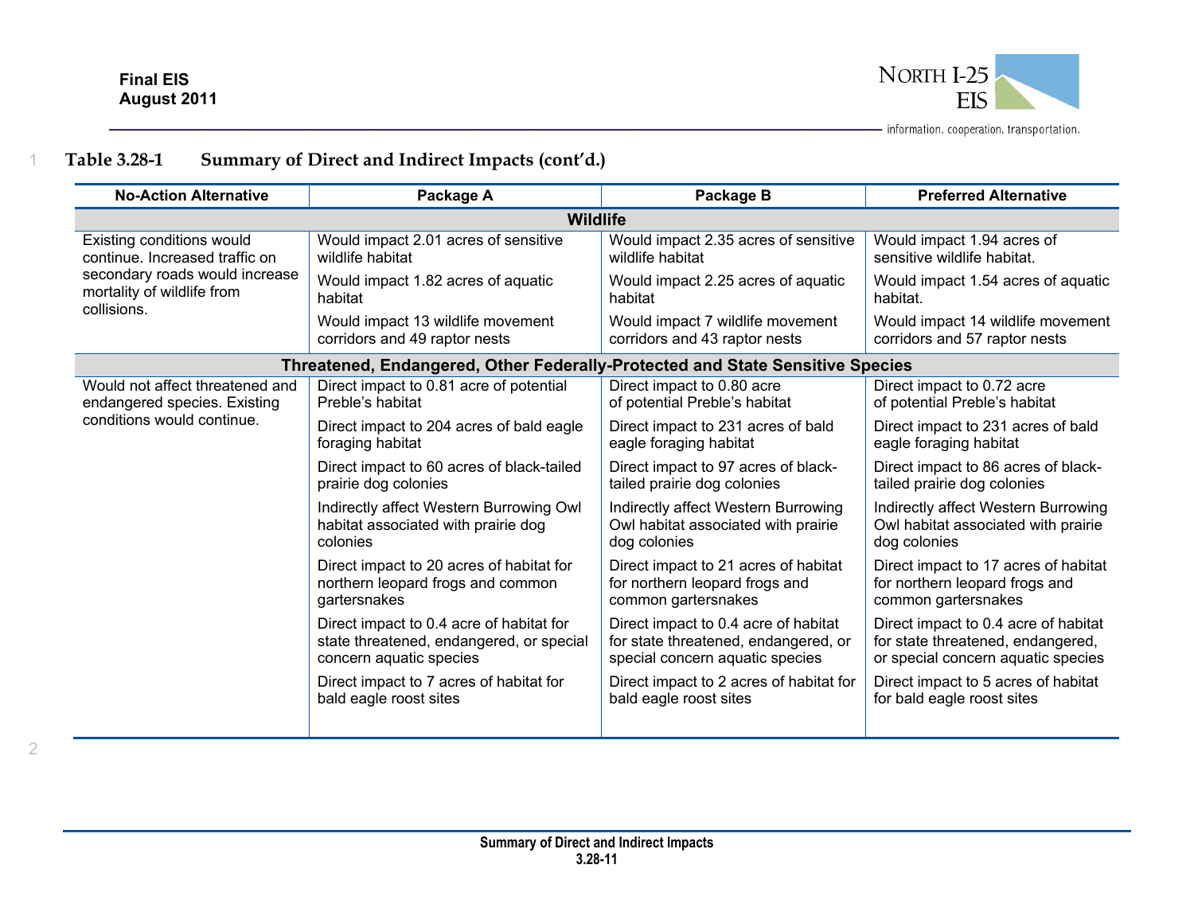**Table 3.28-1 Summary of Direct and Indirect Impacts (cont'd.)**

| No-Action Alternative | Package A | Package B | Preferred Alternative |
|---|---|---|---|
| **Wildlife** | | | |
| Existing conditions would continue. Increased traffic on secondary roads would increase mortality of wildlife from collisions. | Would impact 2.01 acres of sensitive wildlife habitat<br><br>Would impact 1.82 acres of aquatic habitat<br><br>Would impact 13 wildlife movement corridors and 49 raptor nests | Would impact 2.35 acres of sensitive wildlife habitat<br><br>Would impact 2.25 acres of aquatic habitat<br><br>Would impact 7 wildlife movement corridors and 43 raptor nests | Would impact 1.94 acres of sensitive wildlife habitat.<br><br>Would impact 1.54 acres of aquatic habitat.<br><br>Would impact 14 wildlife movement corridors and 57 raptor nests |
| **Threatened, Endangered, Other Federally-Protected and State Sensitive Species** | | | |
| Would not affect threatened and endangered species. Existing conditions would continue. | Direct impact to 0.81 acre of potential Preble's habitat<br><br>Direct impact to 204 acres of bald eagle foraging habitat<br><br>Direct impact to 60 acres of black-tailed prairie dog colonies<br><br>Indirectly affect Western Burrowing Owl habitat associated with prairie dog colonies<br><br>Direct impact to 20 acres of habitat for northern leopard frogs and common gartersnakes<br><br>Direct impact to 0.4 acre of habitat for state threatened, endangered, or special concern aquatic species<br><br>Direct impact to 7 acres of habitat for bald eagle roost sites | Direct impact to 0.80 acre of potential Preble's habitat<br><br>Direct impact to 231 acres of bald eagle foraging habitat<br><br>Direct impact to 97 acres of black-tailed prairie dog colonies<br><br>Indirectly affect Western Burrowing Owl habitat associated with prairie dog colonies<br><br>Direct impact to 21 acres of habitat for northern leopard frogs and common gartersnakes<br><br>Direct impact to 0.4 acre of habitat for state threatened, endangered, or special concern aquatic species<br><br>Direct impact to 2 acres of habitat for bald eagle roost sites | Direct impact to 0.72 acre of potential Preble's habitat<br><br>Direct impact to 231 acres of bald eagle foraging habitat<br><br>Direct impact to 86 acres of black-tailed prairie dog colonies<br><br>Indirectly affect Western Burrowing Owl habitat associated with prairie dog colonies<br><br>Direct impact to 17 acres of habitat for northern leopard frogs and common gartersnakes<br><br>Direct impact to 0.4 acre of habitat for state threatened, endangered, or special concern aquatic species<br><br>Direct impact to 5 acres of habitat for bald eagle roost sites |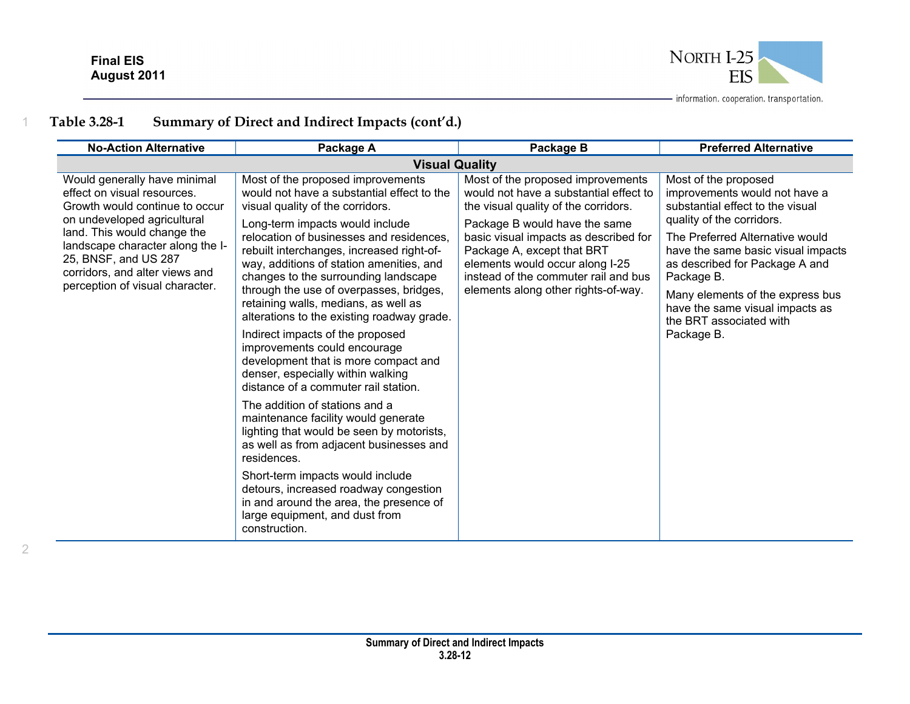**Table 3.28-1 Summary of Direct and Indirect Impacts (cont'd.)**

| No-Action Alternative | Package A | Package B | Preferred Alternative |
|---|---|---|---|
| **Visual Quality** | | | |
| Would generally have minimal effect on visual resources. Growth would continue to occur on undeveloped agricultural land. This would change the landscape character along the I-25, BNSF, and US 287 corridors, and alter views and perception of visual character. | Most of the proposed improvements would not have a substantial effect to the visual quality of the corridors.<br><br>Long-term impacts would include relocation of businesses and residences, rebuilt interchanges, increased right-of-way, additions of station amenities, and changes to the surrounding landscape through the use of overpasses, bridges, retaining walls, medians, as well as alterations to the existing roadway grade.<br><br>Indirect impacts of the proposed improvements could encourage development that is more compact and denser, especially within walking distance of a commuter rail station.<br><br>The addition of stations and a maintenance facility would generate lighting that would be seen by motorists, as well as from adjacent businesses and residences.<br><br>Short-term impacts would include detours, increased roadway congestion in and around the area, the presence of large equipment, and dust from construction. | Most of the proposed improvements would not have a substantial effect to the visual quality of the corridors.<br><br>Package B would have the same basic visual impacts as described for Package A, except that BRT elements would occur along I-25 instead of the commuter rail and bus elements along other rights-of-way. | Most of the proposed improvements would not have a substantial effect to the visual quality of the corridors.<br><br>The Preferred Alternative would have the same basic visual impacts as described for Package A and Package B.<br><br>Many elements of the express bus have the same visual impacts as the BRT associated with Package B. |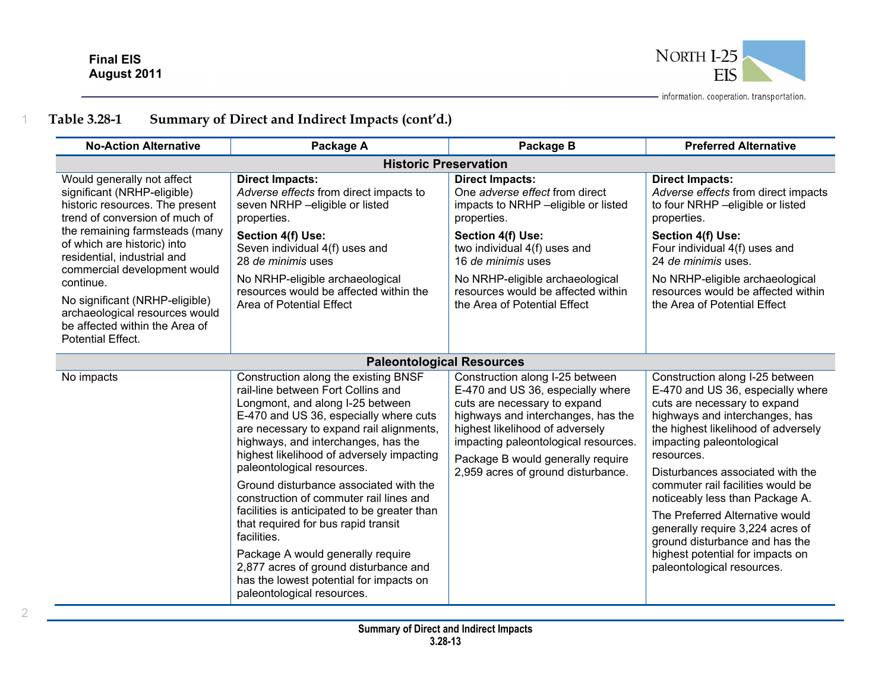**Table 3.28-1 Summary of Direct and Indirect Impacts (cont'd.)**

| No-Action Alternative | Package A | Package B | Preferred Alternative |
|---|---|---|---|
| **Historic Preservation** | | | |
| Would generally not affect significant (NRHP-eligible) historic resources. The present trend of conversion of much of the remaining farmsteads (many of which are historic) into residential, industrial and commercial development would continue.<br><br>No significant (NRHP-eligible) archaeological resources would be affected within the Area of Potential Effect. | **Direct Impacts:**<br>*Adverse effects* from direct impacts to seven NRHP –eligible or listed properties.<br><br>**Section 4(f) Use:**<br>Seven individual 4(f) uses and 28 *de minimis* uses<br><br>No NRHP-eligible archaeological resources would be affected within the Area of Potential Effect | **Direct Impacts:**<br>One *adverse effect* from direct impacts to NRHP –eligible or listed properties.<br><br>**Section 4(f) Use:**<br>two individual 4(f) uses and 16 *de minimis* uses<br><br>No NRHP-eligible archaeological resources would be affected within the Area of Potential Effect | **Direct Impacts:**<br>*Adverse effects* from direct impacts to four NRHP –eligible or listed properties.<br><br>**Section 4(f) Use:**<br>Four individual 4(f) uses and 24 *de minimis* uses.<br><br>No NRHP-eligible archaeological resources would be affected within the Area of Potential Effect |
| **Paleontological Resources** | | | |
| No impacts | Construction along the existing BNSF rail-line between Fort Collins and Longmont, and along I-25 between E-470 and US 36, especially where cuts are necessary to expand rail alignments, highways, and interchanges, has the highest likelihood of adversely impacting paleontological resources.<br><br>Ground disturbance associated with the construction of commuter rail lines and facilities is anticipated to be greater than that required for bus rapid transit facilities.<br><br>Package A would generally require 2,877 acres of ground disturbance and has the lowest potential for impacts on paleontological resources. | Construction along I-25 between E-470 and US 36, especially where cuts are necessary to expand highways and interchanges, has the highest likelihood of adversely impacting paleontological resources.<br><br>Package B would generally require 2,959 acres of ground disturbance. | Construction along I-25 between E-470 and US 36, especially where cuts are necessary to expand highways and interchanges, has the highest likelihood of adversely impacting paleontological resources.<br><br>Disturbances associated with the commuter rail facilities would be noticeably less than Package A.<br><br>The Preferred Alternative would generally require 3,224 acres of ground disturbance and has the highest potential for impacts on paleontological resources. |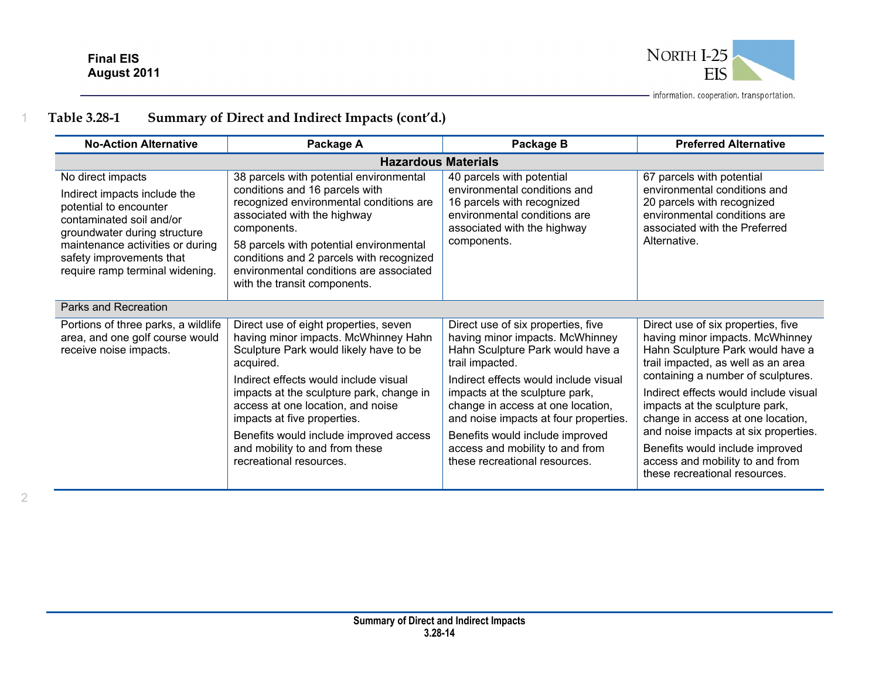**Table 3.28-1 Summary of Direct and Indirect Impacts (cont'd.)**

| No-Action Alternative | Package A | Package B | Preferred Alternative |
|---|---|---|---|
| **Hazardous Materials** | | | |
| No direct impacts<br><br>Indirect impacts include the potential to encounter contaminated soil and/or groundwater during structure maintenance activities or during safety improvements that require ramp terminal widening. | 38 parcels with potential environmental conditions and 16 parcels with recognized environmental conditions are associated with the highway components.<br><br>58 parcels with potential environmental conditions and 2 parcels with recognized environmental conditions are associated with the transit components. | 40 parcels with potential environmental conditions and 16 parcels with recognized environmental conditions are associated with the highway components. | 67 parcels with potential environmental conditions and 20 parcels with recognized environmental conditions are associated with the Preferred Alternative. |
| Parks and Recreation | | | |
| Portions of three parks, a wildlife area, and one golf course would receive noise impacts. | Direct use of eight properties, seven having minor impacts. McWhinney Hahn Sculpture Park would likely have to be acquired.<br><br>Indirect effects would include visual impacts at the sculpture park, change in access at one location, and noise impacts at five properties.<br><br>Benefits would include improved access and mobility to and from these recreational resources. | Direct use of six properties, five having minor impacts. McWhinney Hahn Sculpture Park would have a trail impacted.<br><br>Indirect effects would include visual impacts at the sculpture park, change in access at one location, and noise impacts at four properties.<br><br>Benefits would include improved access and mobility to and from these recreational resources. | Direct use of six properties, five having minor impacts. McWhinney Hahn Sculpture Park would have a trail impacted, as well as an area containing a number of sculptures.<br><br>Indirect effects would include visual impacts at the sculpture park, change in access at one location, and noise impacts at six properties.<br><br>Benefits would include improved access and mobility to and from these recreational resources. |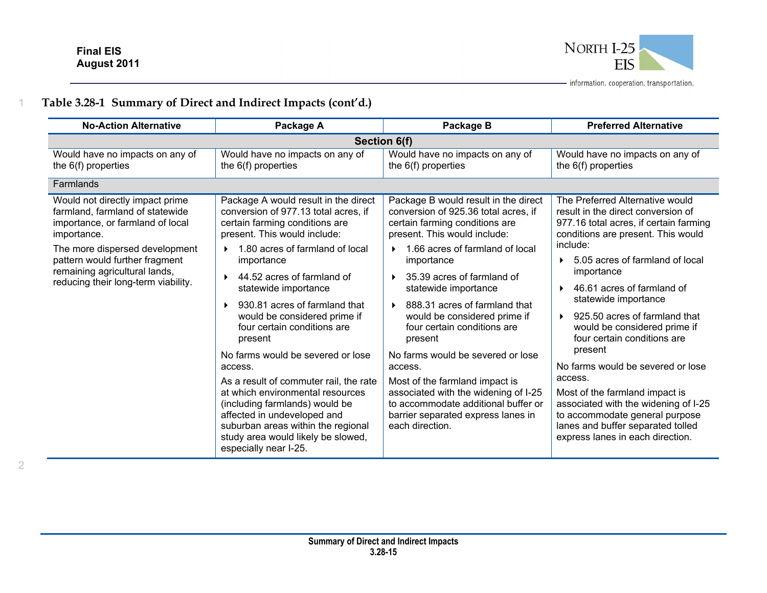**Table 3.28-1 Summary of Direct and Indirect Impacts (cont'd.)**

| No-Action Alternative | Package A | Package B | Preferred Alternative |
|---|---|---|---|
| **Section 6(f)** | | | |
| Would have no impacts on any of the 6(f) properties | Would have no impacts on any of the 6(f) properties | Would have no impacts on any of the 6(f) properties | Would have no impacts on any of the 6(f) properties |
| Farmlands | | | |
| Would not directly impact prime farmland, farmland of statewide importance, or farmland of local importance.<br><br>The more dispersed development pattern would further fragment remaining agricultural lands, reducing their long-term viability. | Package A would result in the direct conversion of 977.13 total acres, if certain farming conditions are present. This would include:<br>- 1.80 acres of farmland of local importance<br>- 44.52 acres of farmland of statewide importance<br>- 930.81 acres of farmland that would be considered prime if four certain conditions are present<br><br>No farms would be severed or lose access.<br><br>As a result of commuter rail, the rate at which environmental resources (including farmlands) would be affected in undeveloped and suburban areas within the regional study area would likely be slowed, especially near I-25. | Package B would result in the direct conversion of 925.36 total acres, if certain farming conditions are present. This would include:<br>- 1.66 acres of farmland of local importance<br>- 35.39 acres of farmland of statewide importance<br>- 888.31 acres of farmland that would be considered prime if four certain conditions are present<br><br>No farms would be severed or lose access.<br><br>Most of the farmland impact is associated with the widening of I-25 to accommodate additional buffer or barrier separated express lanes in each direction. | The Preferred Alternative would result in the direct conversion of 977.16 total acres, if certain farming conditions are present. This would include:<br>- 5.05 acres of farmland of local importance<br>- 46.61 acres of farmland of statewide importance<br>- 925.50 acres of farmland that would be considered prime if four certain conditions are present<br><br>No farms would be severed or lose access.<br><br>Most of the farmland impact is associated with the widening of I-25 to accommodate general purpose lanes and buffer separated tolled express lanes in each direction. |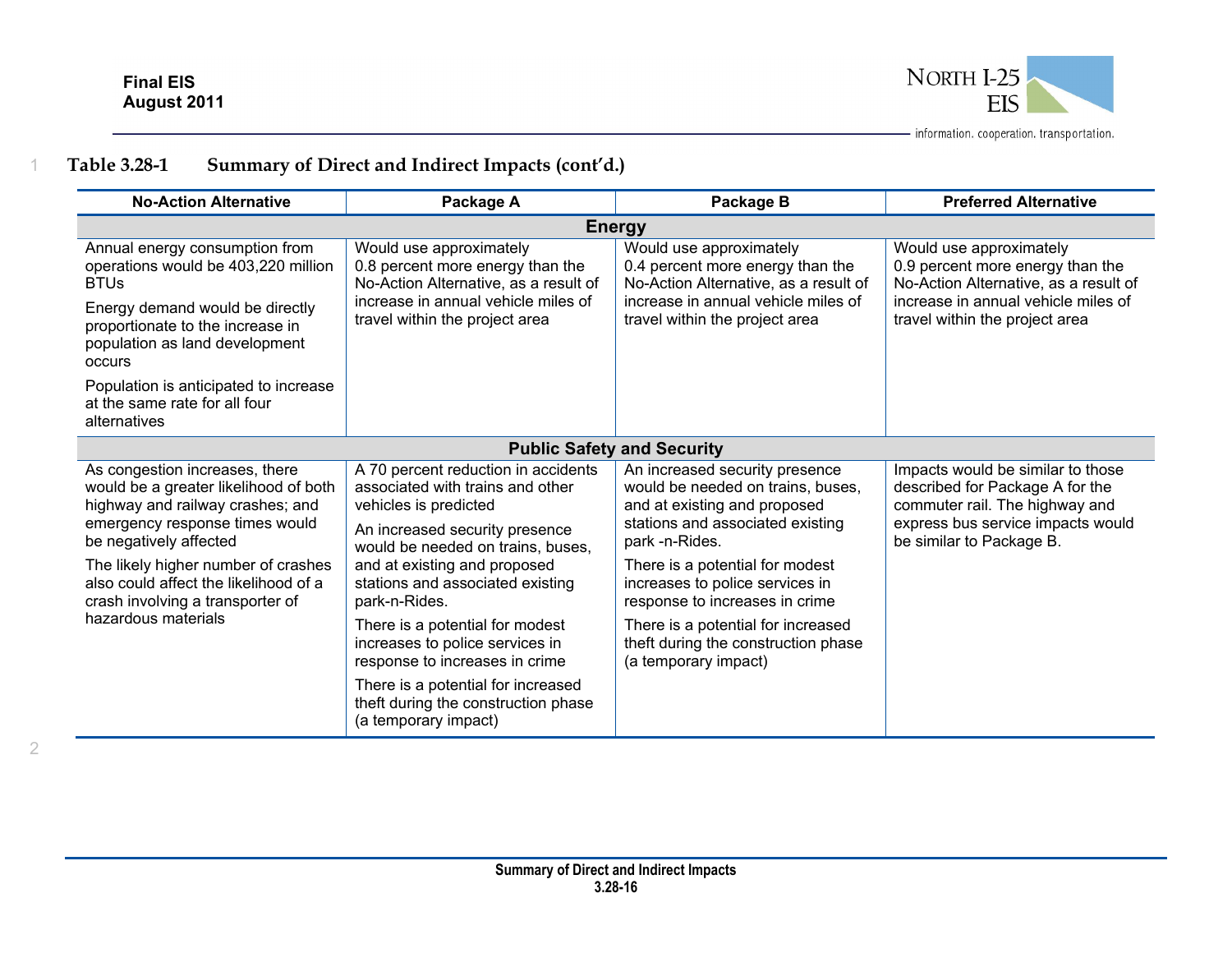**Table 3.28-1 Summary of Direct and Indirect Impacts (cont'd.)**

| No-Action Alternative | Package A | Package B | Preferred Alternative |
|---|---|---|---|
| **Energy** | | | |
| Annual energy consumption from operations would be 403,220 million BTUs<br><br>Energy demand would be directly proportionate to the increase in population as land development occurs<br><br>Population is anticipated to increase at the same rate for all four alternatives | Would use approximately 0.8 percent more energy than the No-Action Alternative, as a result of increase in annual vehicle miles of travel within the project area | Would use approximately 0.4 percent more energy than the No-Action Alternative, as a result of increase in annual vehicle miles of travel within the project area | Would use approximately 0.9 percent more energy than the No-Action Alternative, as a result of increase in annual vehicle miles of travel within the project area |
| **Public Safety and Security** | | | |
| As congestion increases, there would be a greater likelihood of both highway and railway crashes; and emergency response times would be negatively affected<br><br>The likely higher number of crashes also could affect the likelihood of a crash involving a transporter of hazardous materials | A 70 percent reduction in accidents associated with trains and other vehicles is predicted<br><br>An increased security presence would be needed on trains, buses, and at existing and proposed stations and associated existing park-n-Rides.<br><br>There is a potential for modest increases to police services in response to increases in crime<br><br>There is a potential for increased theft during the construction phase (a temporary impact) | An increased security presence would be needed on trains, buses, and at existing and proposed stations and associated existing park -n-Rides.<br><br>There is a potential for modest increases to police services in response to increases in crime<br><br>There is a potential for increased theft during the construction phase (a temporary impact) | Impacts would be similar to those described for Package A for the commuter rail. The highway and express bus service impacts would be similar to Package B. |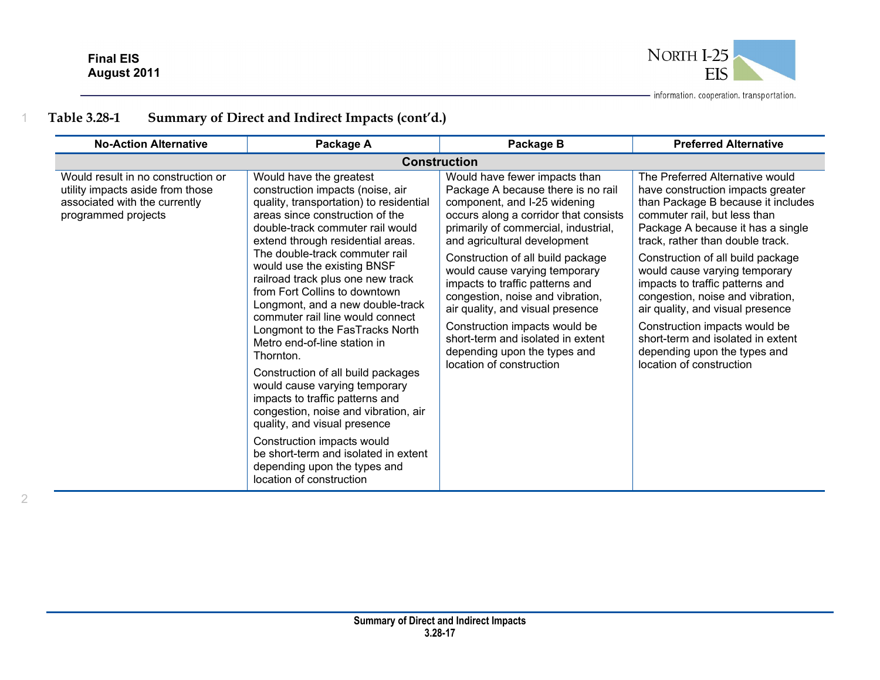**Table 3.28-1 Summary of Direct and Indirect Impacts (cont'd.)**

| No-Action Alternative | Package A | Package B | Preferred Alternative |
|---|---|---|---|
| **Construction** | | | |
| Would result in no construction or utility impacts aside from those associated with the currently programmed projects | Would have the greatest construction impacts (noise, air quality, transportation) to residential areas since construction of the double-track commuter rail would extend through residential areas. The double-track commuter rail would use the existing BNSF railroad track plus one new track from Fort Collins to downtown Longmont, and a new double-track commuter rail line would connect Longmont to the FasTracks North Metro end-of-line station in Thornton.<br><br>Construction of all build packages would cause varying temporary impacts to traffic patterns and congestion, noise and vibration, air quality, and visual presence<br><br>Construction impacts would be short-term and isolated in extent depending upon the types and location of construction | Would have fewer impacts than Package A because there is no rail component, and I-25 widening occurs along a corridor that consists primarily of commercial, industrial, and agricultural development<br><br>Construction of all build package would cause varying temporary impacts to traffic patterns and congestion, noise and vibration, air quality, and visual presence<br><br>Construction impacts would be short-term and isolated in extent depending upon the types and location of construction | The Preferred Alternative would have construction impacts greater than Package B because it includes commuter rail, but less than Package A because it has a single track, rather than double track.<br><br>Construction of all build package would cause varying temporary impacts to traffic patterns and congestion, noise and vibration, air quality, and visual presence<br><br>Construction impacts would be short-term and isolated in extent depending upon the types and location of construction |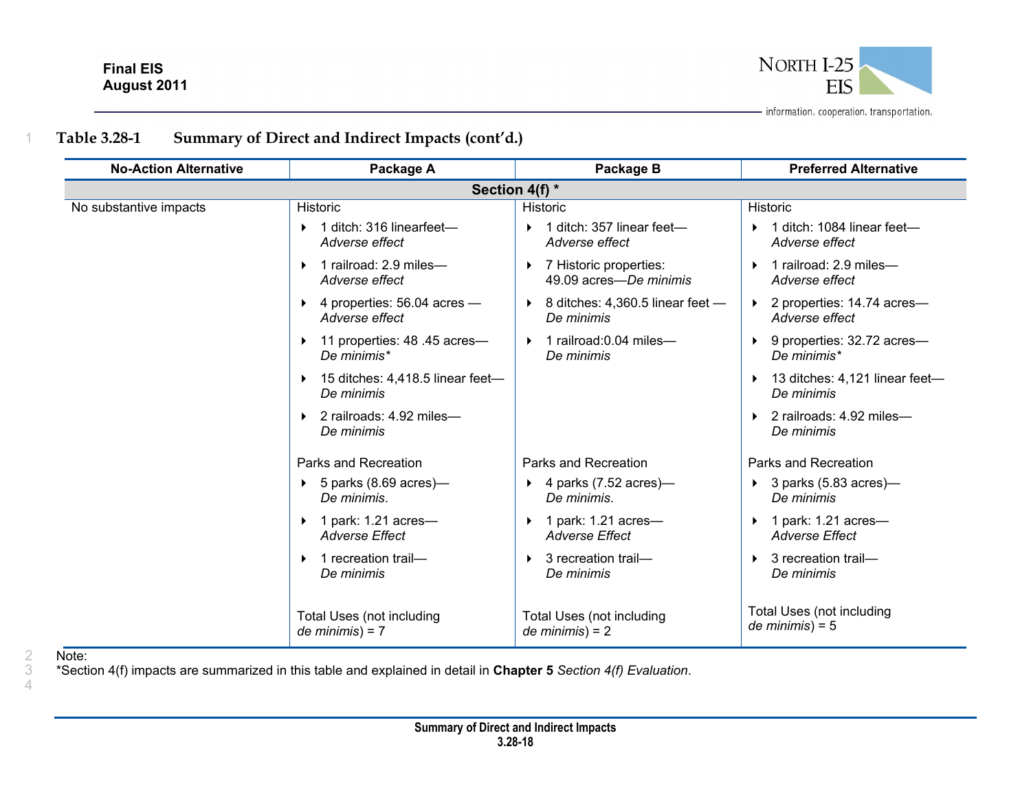**Table 3.28-1 Summary of Direct and Indirect Impacts (cont'd.)**

| No-Action Alternative | Package A | Package B | Preferred Alternative |
|---|---|---|---|
| **Section 4(f) *** | | | |
| No substantive impacts | Historic<br>▸ 1 ditch: 316 linearfeet—*Adverse effect*<br>▸ 1 railroad: 2.9 miles—*Adverse effect*<br>▸ 4 properties: 56.04 acres —*Adverse effect*<br>▸ 11 properties: 48 .45 acres—*De minimis**<br>▸ 15 ditches: 4,418.5 linear feet—*De minimis*<br>▸ 2 railroads: 4.92 miles—*De minimis* | Historic<br>▸ 1 ditch: 357 linear feet—*Adverse effect*<br>▸ 7 Historic properties: 49.09 acres—*De minimis*<br>▸ 8 ditches: 4,360.5 linear feet —*De minimis*<br>▸ 1 railroad:0.04 miles—*De minimis* | Historic<br>▸ 1 ditch: 1084 linear feet—*Adverse effect*<br>▸ 1 railroad: 2.9 miles—*Adverse effect*<br>▸ 2 properties: 14.74 acres—*Adverse effect*<br>▸ 9 properties: 32.72 acres—*De minimis**<br>▸ 13 ditches: 4,121 linear feet—*De minimis*<br>▸ 2 railroads: 4.92 miles—*De minimis* |
| | Parks and Recreation<br>▸ 5 parks (8.69 acres)—*De minimis*.<br>▸ 1 park: 1.21 acres—*Adverse Effect*<br>▸ 1 recreation trail—*De minimis* | Parks and Recreation<br>▸ 4 parks (7.52 acres)—*De minimis*.<br>▸ 1 park: 1.21 acres—*Adverse Effect*<br>▸ 3 recreation trail—*De minimis* | Parks and Recreation<br>▸ 3 parks (5.83 acres)—*De minimis*<br>▸ 1 park: 1.21 acres—*Adverse Effect*<br>▸ 3 recreation trail—*De minimis* |
| | Total Uses (not including *de minimis*) = 7 | Total Uses (not including *de minimis*) = 2 | Total Uses (not including *de minimis*) = 5 |

Note:
*Section 4(f) impacts are summarized in this table and explained in detail in **Chapter 5** *Section 4(f) Evaluation*.